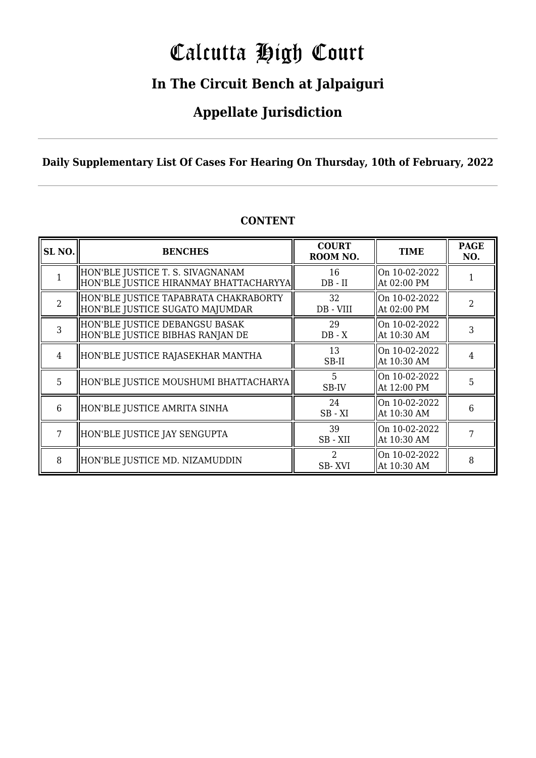# Calcutta High Court

## In The Circuit Bench at Jalpaiguri

## Appellate Jurisdiction

**Daily Supplementary List Of Cases For Hearing On Thursday, 10th of February, 2022**

### CONTENT

| SL NO. | BENCHES | COURT ROOM NO. | TIME | PAGE NO. |
|---|---|---|---|---|
| 1 | HON'BLE JUSTICE T. S. SIVAGNANAM<br>HON'BLE JUSTICE HIRANMAY BHATTACHARYYA | 16<br>DB - II | On 10-02-2022<br>At 02:00 PM | 1 |
| 2 | HON'BLE JUSTICE TAPABRATA CHAKRABORTY<br>HON'BLE JUSTICE SUGATO MAJUMDAR | 32<br>DB - VIII | On 10-02-2022<br>At 02:00 PM | 2 |
| 3 | HON'BLE JUSTICE DEBANGSU BASAK<br>HON'BLE JUSTICE BIBHAS RANJAN DE | 29<br>DB - X | On 10-02-2022<br>At 10:30 AM | 3 |
| 4 | HON'BLE JUSTICE RAJASEKHAR MANTHA | 13<br>SB-II | On 10-02-2022<br>At 10:30 AM | 4 |
| 5 | HON'BLE JUSTICE MOUSHUMI BHATTACHARYA | 5<br>SB-IV | On 10-02-2022<br>At 12:00 PM | 5 |
| 6 | HON'BLE JUSTICE AMRITA SINHA | 24<br>SB - XI | On 10-02-2022<br>At 10:30 AM | 6 |
| 7 | HON'BLE JUSTICE JAY SENGUPTA | 39<br>SB - XII | On 10-02-2022<br>At 10:30 AM | 7 |
| 8 | HON'BLE JUSTICE MD. NIZAMUDDIN | 2<br>SB- XVI | On 10-02-2022<br>At 10:30 AM | 8 |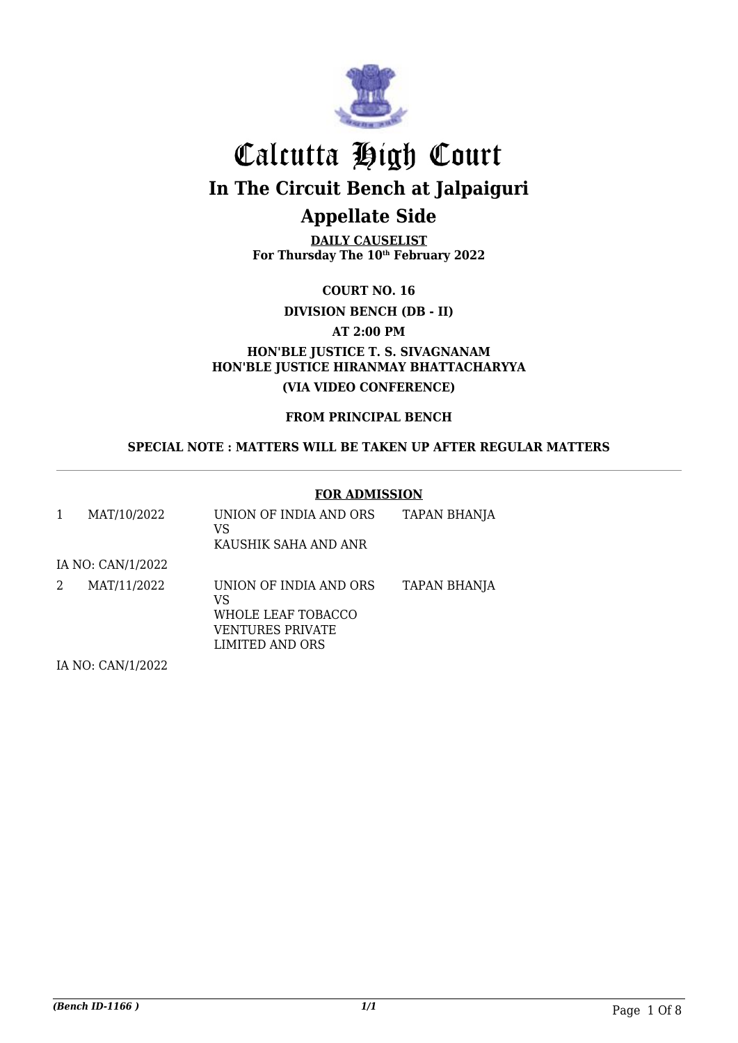# Calcutta High Court

## In The Circuit Bench at Jalpaiguri

## Appellate Side

**DAILY CAUSELIST**
**For Thursday The 10th February 2022**

**COURT NO. 16**

**DIVISION BENCH (DB - II)**

**AT 2:00 PM**

**HON'BLE JUSTICE T. S. SIVAGNANAM**
**HON'BLE JUSTICE HIRANMAY BHATTACHARYYA**

**(VIA VIDEO CONFERENCE)**

**FROM PRINCIPAL BENCH**

**SPECIAL NOTE : MATTERS WILL BE TAKEN UP AFTER REGULAR MATTERS**

---

**FOR ADMISSION**

| | | | |
|---|---|---|---|
| 1 | MAT/10/2022 | UNION OF INDIA AND ORS<br>VS<br>KAUSHIK SAHA AND ANR | TAPAN BHANJA |
| | IA NO: CAN/1/2022 | | |
| 2 | MAT/11/2022 | UNION OF INDIA AND ORS<br>VS<br>WHOLE LEAF TOBACCO VENTURES PRIVATE LIMITED AND ORS | TAPAN BHANJA |
| | IA NO: CAN/1/2022 | | |

*(Bench ID-1166 )* *1/1*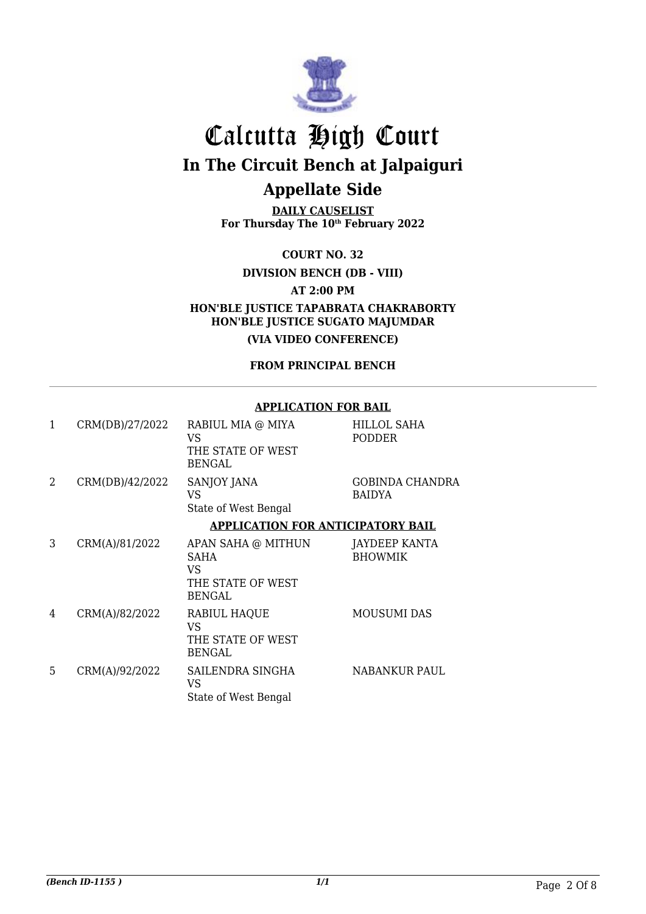# Calcutta High Court

## In The Circuit Bench at Jalpaiguri

## Appellate Side

**DAILY CAUSELIST**
**For Thursday The 10th February 2022**

**COURT NO. 32**

**DIVISION BENCH (DB - VIII)**

**AT 2:00 PM**

**HON'BLE JUSTICE TAPABRATA CHAKRABORTY**
**HON'BLE JUSTICE SUGATO MAJUMDAR**

**(VIA VIDEO CONFERENCE)**

**FROM PRINCIPAL BENCH**

**APPLICATION FOR BAIL**

| | | | |
|---|---|---|---|
| 1 | CRM(DB)/27/2022 | RABIUL MIA @ MIYA<br>VS<br>THE STATE OF WEST BENGAL | HILLOL SAHA PODDER |
| 2 | CRM(DB)/42/2022 | SANJOY JANA<br>VS<br>State of West Bengal | GOBINDA CHANDRA BAIDYA |

**APPLICATION FOR ANTICIPATORY BAIL**

| | | | |
|---|---|---|---|
| 3 | CRM(A)/81/2022 | APAN SAHA @ MITHUN SAHA<br>VS<br>THE STATE OF WEST BENGAL | JAYDEEP KANTA BHOWMIK |
| 4 | CRM(A)/82/2022 | RABIUL HAQUE<br>VS<br>THE STATE OF WEST BENGAL | MOUSUMI DAS |
| 5 | CRM(A)/92/2022 | SAILENDRA SINGHA<br>VS<br>State of West Bengal | NABANKUR PAUL |

*(Bench ID-1155 )* 1/1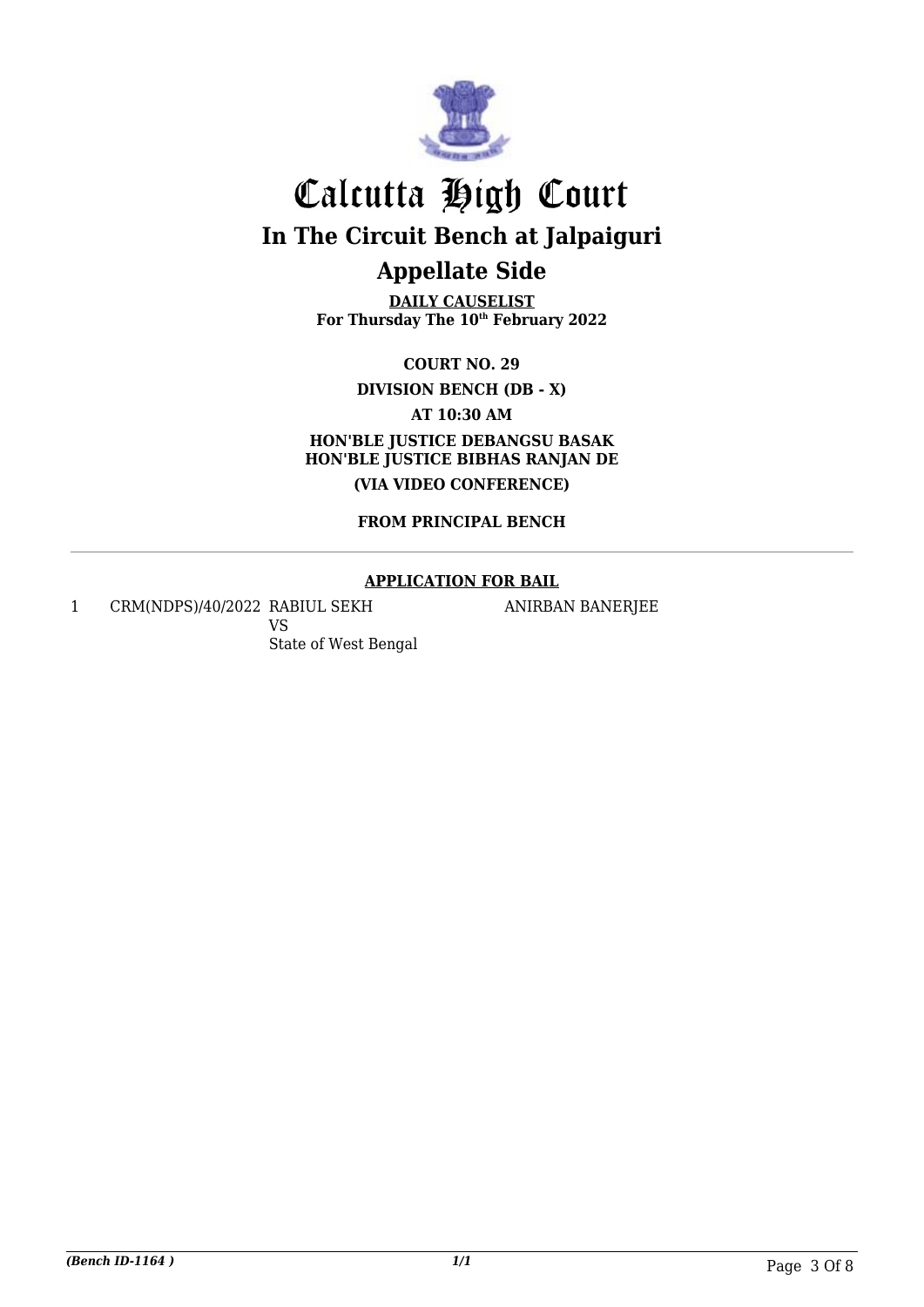# Calcutta High Court

## In The Circuit Bench at Jalpaiguri

## Appellate Side

**DAILY CAUSELIST**
**For Thursday The 10th February 2022**

**COURT NO. 29**

**DIVISION BENCH (DB - X)**

**AT 10:30 AM**

**HON'BLE JUSTICE DEBANGSU BASAK**
**HON'BLE JUSTICE BIBHAS RANJAN DE**

**(VIA VIDEO CONFERENCE)**

**FROM PRINCIPAL BENCH**

**APPLICATION FOR BAIL**

| | | | |
|---|---|---|---|
| 1 | CRM(NDPS)/40/2022 | RABIUL SEKH<br>VS<br>State of West Bengal | ANIRBAN BANERJEE |

*(Bench ID-1164 )* 1/1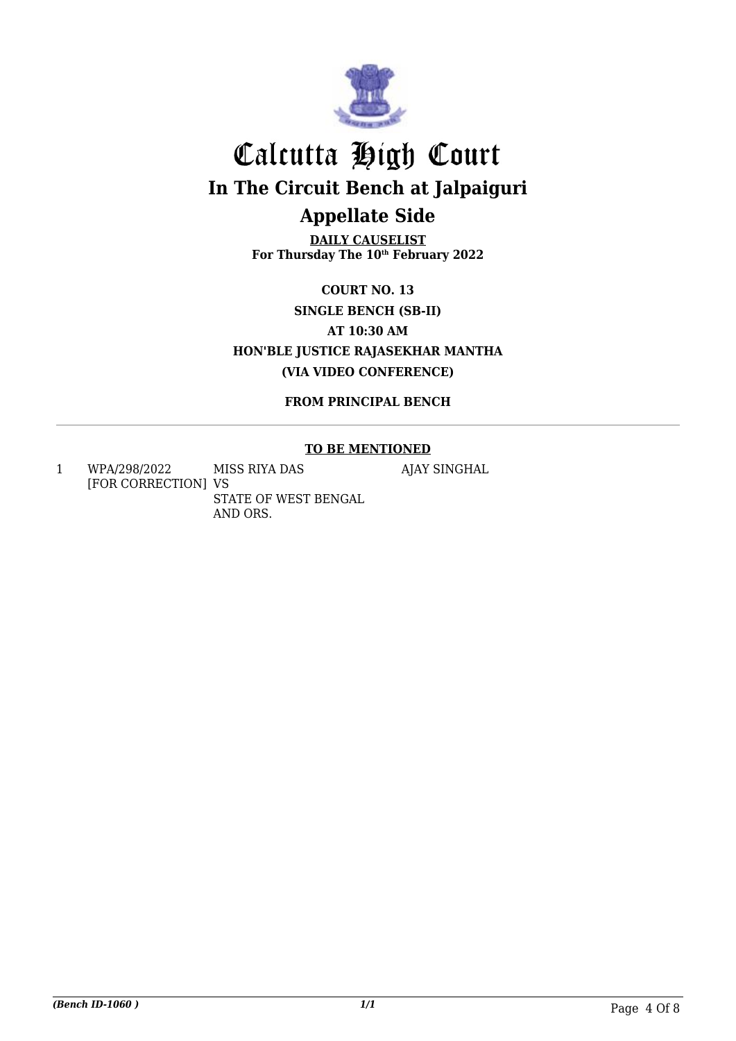# Calcutta High Court

## In The Circuit Bench at Jalpaiguri

## Appellate Side

**DAILY CAUSELIST**
**For Thursday The 10th February 2022**

**COURT NO. 13**
**SINGLE BENCH (SB-II)**
**AT 10:30 AM**
**HON'BLE JUSTICE RAJASEKHAR MANTHA**
**(VIA VIDEO CONFERENCE)**

**FROM PRINCIPAL BENCH**

**TO BE MENTIONED**

| | | | |
|---|---|---|---|
| 1 | WPA/298/2022 [FOR CORRECTION] | MISS RIYA DAS VS STATE OF WEST BENGAL AND ORS. | AJAY SINGHAL |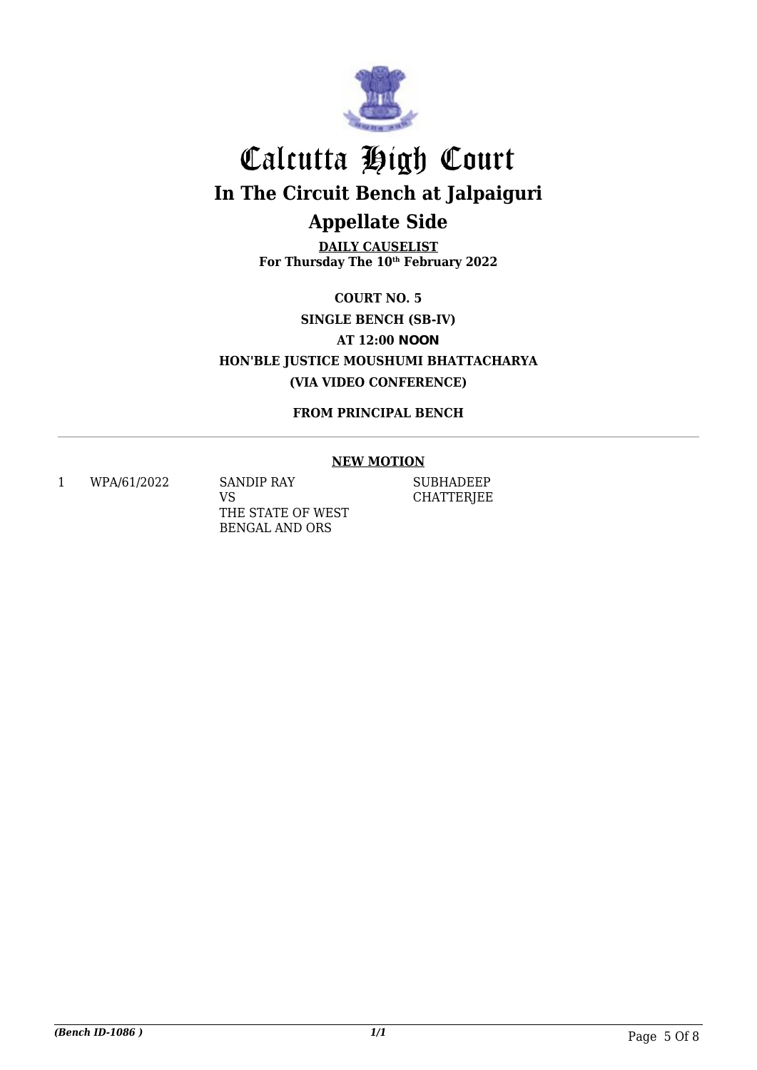# Calcutta High Court

## In The Circuit Bench at Jalpaiguri

## Appellate Side

**DAILY CAUSELIST**
**For Thursday The 10th February 2022**

**COURT NO. 5**

**SINGLE BENCH (SB-IV)**

**AT 12:00 NOON**

**HON'BLE JUSTICE MOUSHUMI BHATTACHARYA**

**(VIA VIDEO CONFERENCE)**

**FROM PRINCIPAL BENCH**

---

**NEW MOTION**

| | | | |
|---|---|---|---|
| 1 | WPA/61/2022 | SANDIP RAY<br>VS<br>THE STATE OF WEST BENGAL AND ORS | SUBHADEEP CHATTERJEE |

*(Bench ID-1086 )*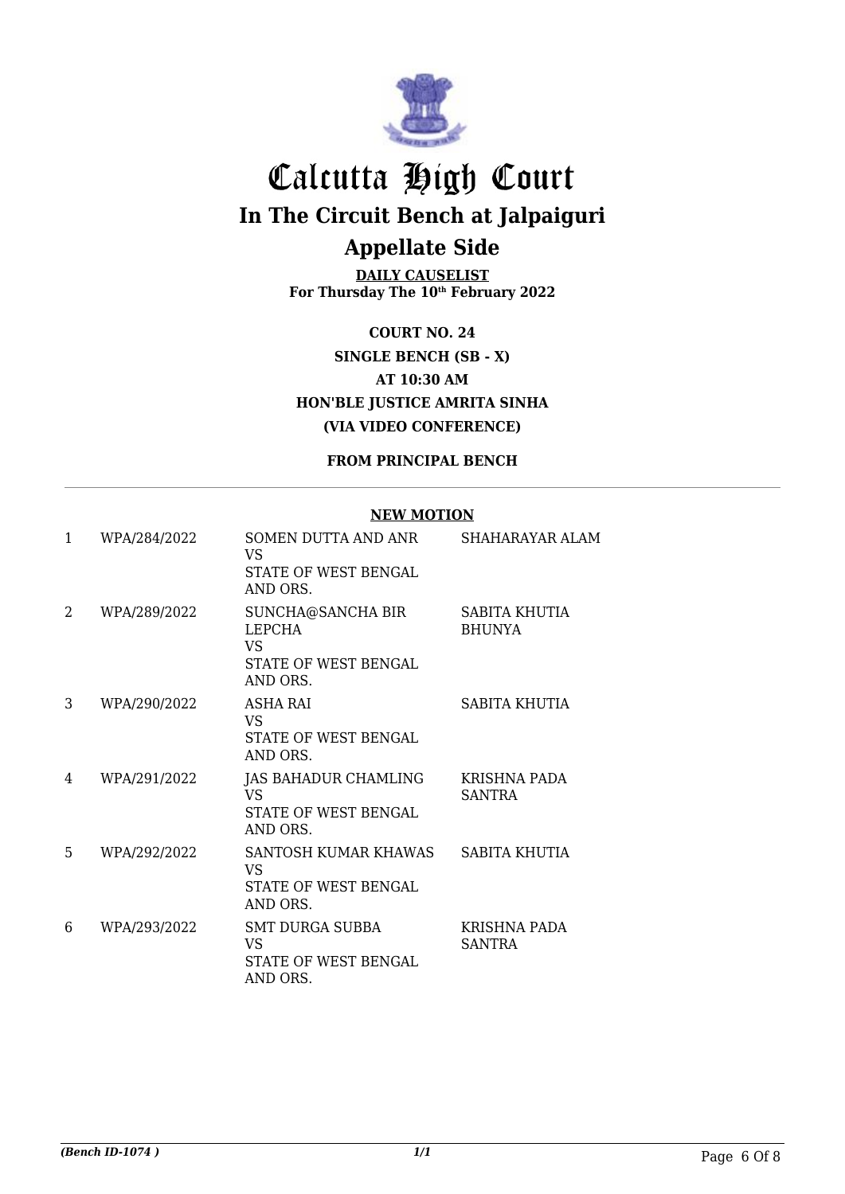# Calcutta High Court

## In The Circuit Bench at Jalpaiguri

## Appellate Side

**DAILY CAUSELIST**
**For Thursday The 10th February 2022**

**COURT NO. 24**
**SINGLE BENCH (SB - X)**
**AT 10:30 AM**
**HON'BLE JUSTICE AMRITA SINHA**
**(VIA VIDEO CONFERENCE)**

**FROM PRINCIPAL BENCH**

**NEW MOTION**

| | | | |
|---|---|---|---|
| 1 | WPA/284/2022 | SOMEN DUTTA AND ANR VS STATE OF WEST BENGAL AND ORS. | SHAHARAYAR ALAM |
| 2 | WPA/289/2022 | SUNCHA@SANCHA BIR LEPCHA VS STATE OF WEST BENGAL AND ORS. | SABITA KHUTIA BHUNYA |
| 3 | WPA/290/2022 | ASHA RAI VS STATE OF WEST BENGAL AND ORS. | SABITA KHUTIA |
| 4 | WPA/291/2022 | JAS BAHADUR CHAMLING VS STATE OF WEST BENGAL AND ORS. | KRISHNA PADA SANTRA |
| 5 | WPA/292/2022 | SANTOSH KUMAR KHAWAS VS STATE OF WEST BENGAL AND ORS. | SABITA KHUTIA |
| 6 | WPA/293/2022 | SMT DURGA SUBBA VS STATE OF WEST BENGAL AND ORS. | KRISHNA PADA SANTRA |

*(Bench ID-1074 )* 1/1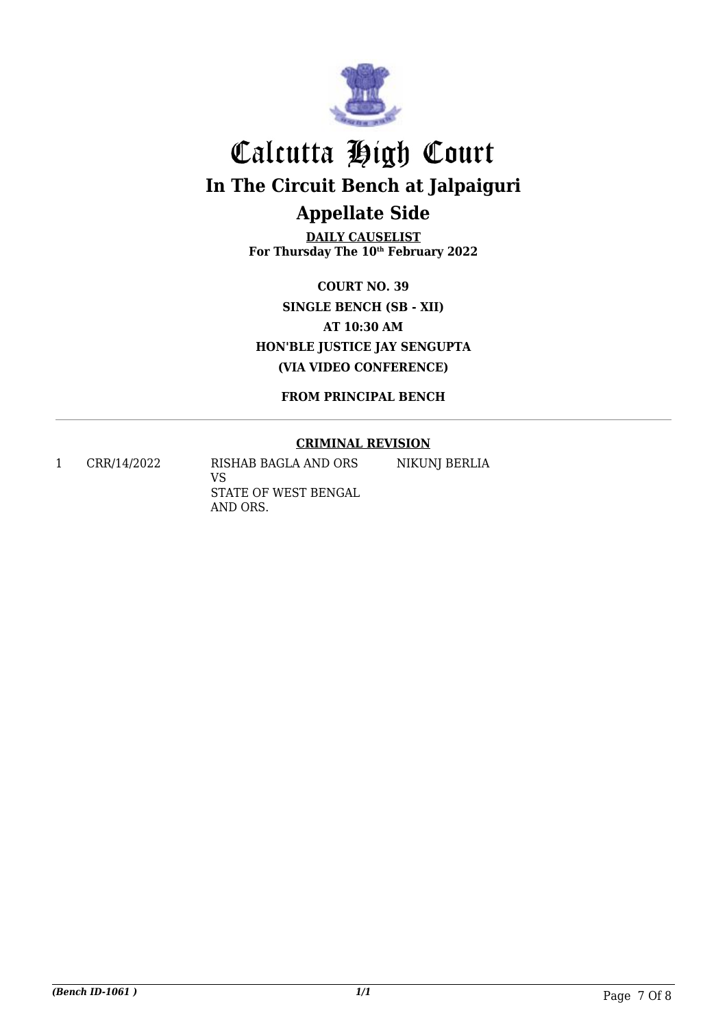# Calcutta High Court

## In The Circuit Bench at Jalpaiguri

## Appellate Side

**DAILY CAUSELIST**
**For Thursday The 10th February 2022**

**COURT NO. 39**
**SINGLE BENCH (SB - XII)**
**AT 10:30 AM**
**HON'BLE JUSTICE JAY SENGUPTA**
**(VIA VIDEO CONFERENCE)**

**FROM PRINCIPAL BENCH**

**CRIMINAL REVISION**

| | | | |
|---|---|---|---|
| 1 | CRR/14/2022 | RISHAB BAGLA AND ORS<br>VS<br>STATE OF WEST BENGAL AND ORS. | NIKUNJ BERLIA |

*(Bench ID-1061 )* *1/1*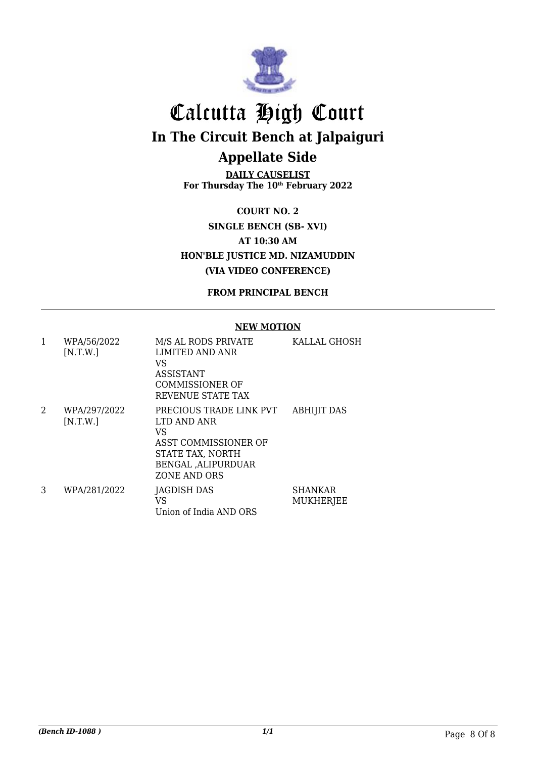# Calcutta High Court

## In The Circuit Bench at Jalpaiguri

## Appellate Side

**DAILY CAUSELIST**
**For Thursday The 10th February 2022**

**COURT NO. 2**

**SINGLE BENCH (SB- XVI)**

**AT 10:30 AM**

**HON'BLE JUSTICE MD. NIZAMUDDIN**

**(VIA VIDEO CONFERENCE)**

**FROM PRINCIPAL BENCH**

**NEW MOTION**

| | | | |
|---|---|---|---|
| 1 | WPA/56/2022 [N.T.W.] | M/S AL RODS PRIVATE LIMITED AND ANR VS ASSISTANT COMMISSIONER OF REVENUE STATE TAX | KALLAL GHOSH |
| 2 | WPA/297/2022 [N.T.W.] | PRECIOUS TRADE LINK PVT LTD AND ANR VS ASST COMMISSIONER OF STATE TAX, NORTH BENGAL ,ALIPURDUAR ZONE AND ORS | ABHIJIT DAS |
| 3 | WPA/281/2022 | JAGDISH DAS VS Union of India AND ORS | SHANKAR MUKHERJEE |